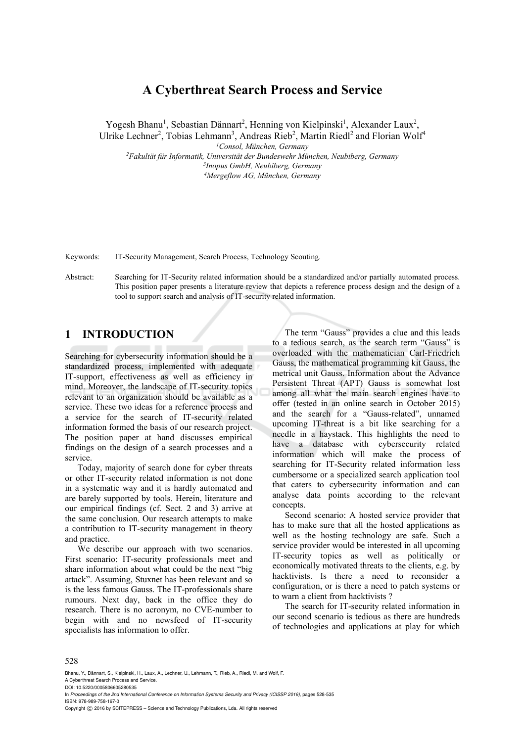# A Cyberthreat Search Process and Service

Yogesh Bhanu[1], Sebastian Dännart[2], Henning von Kielpinski[1], Alexander Laux[2], Ulrike Lechner[2], Tobias Lehmann[3], Andreas Rieb[2], Martin Riedl[2] and Florian Wolf[4]

[1]*Consol, München, Germany*
[2]*Fakultät für Informatik, Universität der Bundeswehr München, Neubiberg, Germany*
[3]*Inopus GmbH, Neubiberg, Germany*
[4]*Mergeflow AG, München, Germany*

Keywords: IT-Security Management, Search Process, Technology Scouting.

Abstract: Searching for IT-Security related information should be a standardized and/or partially automated process. This position paper presents a literature review that depicts a reference process design and the design of a tool to support search and analysis of IT-security related information.

## 1 INTRODUCTION

Searching for cybersecurity information should be a standardized process, implemented with adequate IT-support, effectiveness as well as efficiency in mind. Moreover, the landscape of IT-security topics relevant to an organization should be available as a service. These two ideas for a reference process and a service for the search of IT-security related information formed the basis of our research project. The position paper at hand discusses empirical findings on the design of a search processes and a service.

Today, majority of search done for cyber threats or other IT-security related information is not done in a systematic way and it is hardly automated and are barely supported by tools. Herein, literature and our empirical findings (cf. Sect. 2 and 3) arrive at the same conclusion. Our research attempts to make a contribution to IT-security management in theory and practice.

We describe our approach with two scenarios. First scenario: IT-security professionals meet and share information about what could be the next "big attack". Assuming, Stuxnet has been relevant and so is the less famous Gauss. The IT-professionals share rumours. Next day, back in the office they do research. There is no acronym, no CVE-number to begin with and no newsfeed of IT-security specialists has information to offer.

The term "Gauss" provides a clue and this leads to a tedious search, as the search term "Gauss" is overloaded with the mathematician Carl-Friedrich Gauss, the mathematical programming kit Gauss, the metrical unit Gauss. Information about the Advance Persistent Threat (APT) Gauss is somewhat lost among all what the main search engines have to offer (tested in an online search in October 2015) and the search for a "Gauss-related", unnamed upcoming IT-threat is a bit like searching for a needle in a haystack. This highlights the need to have a database with cybersecurity related information which will make the process of searching for IT-Security related information less cumbersome or a specialized search application tool that caters to cybersecurity information and can analyse data points according to the relevant concepts.

Second scenario: A hosted service provider that has to make sure that all the hosted applications as well as the hosting technology are safe. Such a service provider would be interested in all upcoming IT-security topics as well as politically or economically motivated threats to the clients, e.g. by hacktivists. Is there a need to reconsider a configuration, or is there a need to patch systems or to warn a client from hacktivists ?

The search for IT-security related information in our second scenario is tedious as there are hundreds of technologies and applications at play for which

Bhanu, Y., Dännart, S., Kielpinski, H., Laux, A., Lechner, U., Lehmann, T., Rieb, A., Riedl, M. and Wolf, F.
A Cyberthreat Search Process and Service.
DOI: 10.5220/0005806605280535
In *Proceedings of the 2nd International Conference on Information Systems Security and Privacy (ICISSP 2016)*, pages 528-535
ISBN: 978-989-758-167-0
Copyright © 2016 by SCITEPRESS – Science and Technology Publications, Lda. All rights reserved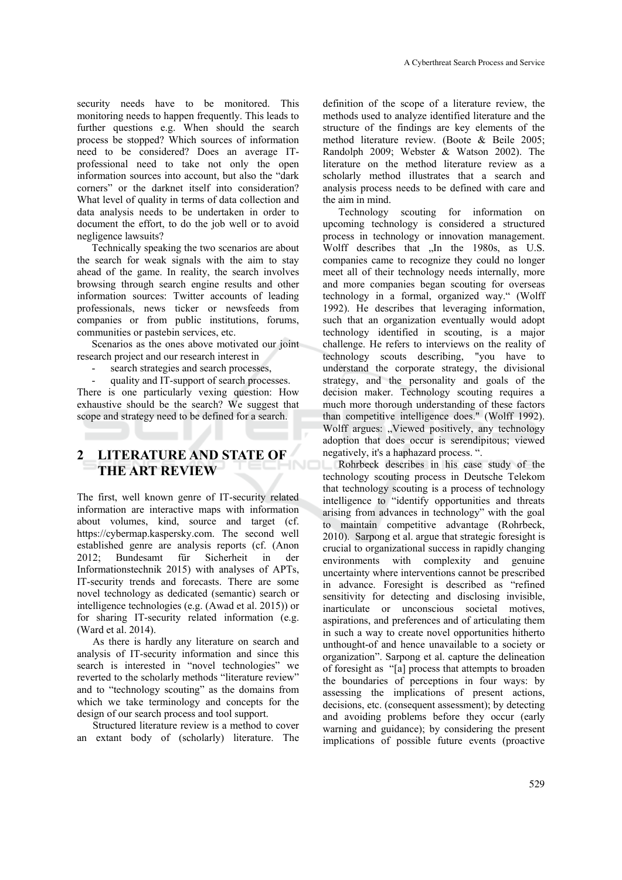security needs have to be monitored. This monitoring needs to happen frequently. This leads to further questions e.g. When should the search process be stopped? Which sources of information need to be considered? Does an average IT-professional need to take not only the open information sources into account, but also the "dark corners" or the darknet itself into consideration? What level of quality in terms of data collection and data analysis needs to be undertaken in order to document the effort, to do the job well or to avoid negligence lawsuits?

Technically speaking the two scenarios are about the search for weak signals with the aim to stay ahead of the game. In reality, the search involves browsing through search engine results and other information sources: Twitter accounts of leading professionals, news ticker or newsfeeds from companies or from public institutions, forums, communities or pastebin services, etc.

Scenarios as the ones above motivated our joint research project and our research interest in

- search strategies and search processes,
- quality and IT-support of search processes.

There is one particularly vexing question: How exhaustive should be the search? We suggest that scope and strategy need to be defined for a search.

## 2 LITERATURE AND STATE OF THE ART REVIEW

The first, well known genre of IT-security related information are interactive maps with information about volumes, kind, source and target (cf. https://cybermap.kaspersky.com. The second well established genre are analysis reports (cf. (Anon 2012; Bundesamt für Sicherheit in der Informationstechnik 2015) with analyses of APTs, IT-security trends and forecasts. There are some novel technology as dedicated (semantic) search or intelligence technologies (e.g. (Awad et al. 2015)) or for sharing IT-security related information (e.g. (Ward et al. 2014).

As there is hardly any literature on search and analysis of IT-security information and since this search is interested in "novel technologies" we reverted to the scholarly methods "literature review" and to "technology scouting" as the domains from which we take terminology and concepts for the design of our search process and tool support.

Structured literature review is a method to cover an extant body of (scholarly) literature. The definition of the scope of a literature review, the methods used to analyze identified literature and the structure of the findings are key elements of the method literature review. (Boote & Beile 2005; Randolph 2009; Webster & Watson 2002). The literature on the method literature review as a scholarly method illustrates that a search and analysis process needs to be defined with care and the aim in mind.

Technology scouting for information on upcoming technology is considered a structured process in technology or innovation management. Wolff describes that „In the 1980s, as U.S. companies came to recognize they could no longer meet all of their technology needs internally, more and more companies began scouting for overseas technology in a formal, organized way." (Wolff 1992). He describes that leveraging information, such that an organization eventually would adopt technology identified in scouting, is a major challenge. He refers to interviews on the reality of technology scouts describing, "you have to understand the corporate strategy, the divisional strategy, and the personality and goals of the decision maker. Technology scouting requires a much more thorough understanding of these factors than competitive intelligence does." (Wolff 1992). Wolff argues: „Viewed positively, any technology adoption that does occur is serendipitous; viewed negatively, it's a haphazard process. ".

Rohrbeck describes in his case study of the technology scouting process in Deutsche Telekom that technology scouting is a process of technology intelligence to "identify opportunities and threats arising from advances in technology" with the goal to maintain competitive advantage (Rohrbeck, 2010). Sarpong et al. argue that strategic foresight is crucial to organizational success in rapidly changing environments with complexity and genuine uncertainty where interventions cannot be prescribed in advance. Foresight is described as "refined sensitivity for detecting and disclosing invisible, inarticulate or unconscious societal motives, aspirations, and preferences and of articulating them in such a way to create novel opportunities hitherto unthought-of and hence unavailable to a society or organization". Sarpong et al. capture the delineation of foresight as "[a] process that attempts to broaden the boundaries of perceptions in four ways: by assessing the implications of present actions, decisions, etc. (consequent assessment); by detecting and avoiding problems before they occur (early warning and guidance); by considering the present implications of possible future events (proactive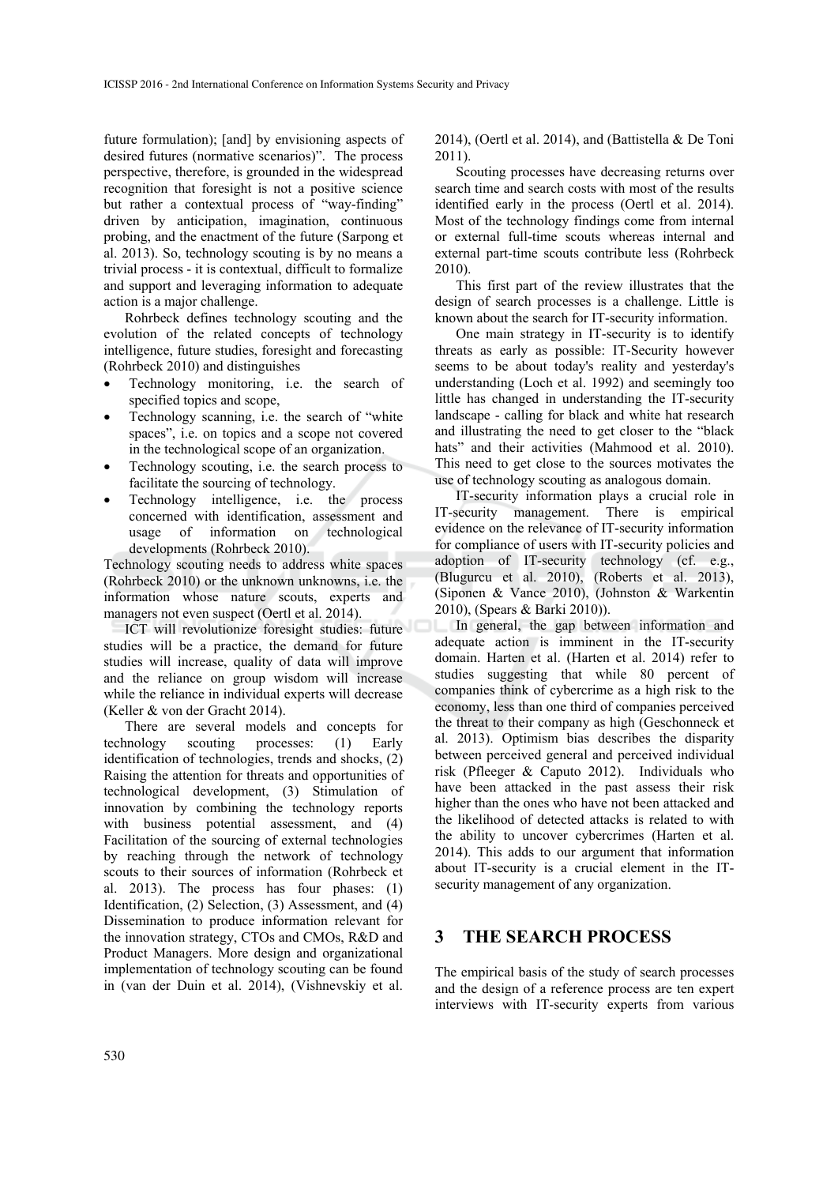future formulation); [and] by envisioning aspects of desired futures (normative scenarios)". The process perspective, therefore, is grounded in the widespread recognition that foresight is not a positive science but rather a contextual process of "way-finding" driven by anticipation, imagination, continuous probing, and the enactment of the future (Sarpong et al. 2013). So, technology scouting is by no means a trivial process - it is contextual, difficult to formalize and support and leveraging information to adequate action is a major challenge.

Rohrbeck defines technology scouting and the evolution of the related concepts of technology intelligence, future studies, foresight and forecasting (Rohrbeck 2010) and distinguishes

- Technology monitoring, i.e. the search of specified topics and scope,
- Technology scanning, i.e. the search of "white spaces", i.e. on topics and a scope not covered in the technological scope of an organization.
- Technology scouting, i.e. the search process to facilitate the sourcing of technology.
- Technology intelligence, i.e. the process concerned with identification, assessment and usage of information on technological developments (Rohrbeck 2010).

Technology scouting needs to address white spaces (Rohrbeck 2010) or the unknown unknowns, i.e. the information whose nature scouts, experts and managers not even suspect (Oertl et al. 2014).

ICT will revolutionize foresight studies: future studies will be a practice, the demand for future studies will increase, quality of data will improve and the reliance on group wisdom will increase while the reliance in individual experts will decrease (Keller & von der Gracht 2014).

There are several models and concepts for technology scouting processes: (1) Early identification of technologies, trends and shocks, (2) Raising the attention for threats and opportunities of technological development, (3) Stimulation of innovation by combining the technology reports with business potential assessment, and (4) Facilitation of the sourcing of external technologies by reaching through the network of technology scouts to their sources of information (Rohrbeck et al. 2013). The process has four phases: (1) Identification, (2) Selection, (3) Assessment, and (4) Dissemination to produce information relevant for the innovation strategy, CTOs and CMOs, R&D and Product Managers. More design and organizational implementation of technology scouting can be found in (van der Duin et al. 2014), (Vishnevskiy et al. 2014), (Oertl et al. 2014), and (Battistella & De Toni 2011).

Scouting processes have decreasing returns over search time and search costs with most of the results identified early in the process (Oertl et al. 2014). Most of the technology findings come from internal or external full-time scouts whereas internal and external part-time scouts contribute less (Rohrbeck 2010).

This first part of the review illustrates that the design of search processes is a challenge. Little is known about the search for IT-security information.

One main strategy in IT-security is to identify threats as early as possible: IT-Security however seems to be about today's reality and yesterday's understanding (Loch et al. 1992) and seemingly too little has changed in understanding the IT-security landscape - calling for black and white hat research and illustrating the need to get closer to the "black hats" and their activities (Mahmood et al. 2010). This need to get close to the sources motivates the use of technology scouting as analogous domain.

IT-security information plays a crucial role in IT-security management. There is empirical evidence on the relevance of IT-security information for compliance of users with IT-security policies and adoption of IT-security technology (cf. e.g., (Blugurcu et al. 2010), (Roberts et al. 2013), (Siponen & Vance 2010), (Johnston & Warkentin 2010), (Spears & Barki 2010)).

In general, the gap between information and adequate action is imminent in the IT-security domain. Harten et al. (Harten et al. 2014) refer to studies suggesting that while 80 percent of companies think of cybercrime as a high risk to the economy, less than one third of companies perceived the threat to their company as high (Geschonneck et al. 2013). Optimism bias describes the disparity between perceived general and perceived individual risk (Pfleeger & Caputo 2012). Individuals who have been attacked in the past assess their risk higher than the ones who have not been attacked and the likelihood of detected attacks is related to with the ability to uncover cybercrimes (Harten et al. 2014). This adds to our argument that information about IT-security is a crucial element in the IT-security management of any organization.

## 3 THE SEARCH PROCESS

The empirical basis of the study of search processes and the design of a reference process are ten expert interviews with IT-security experts from various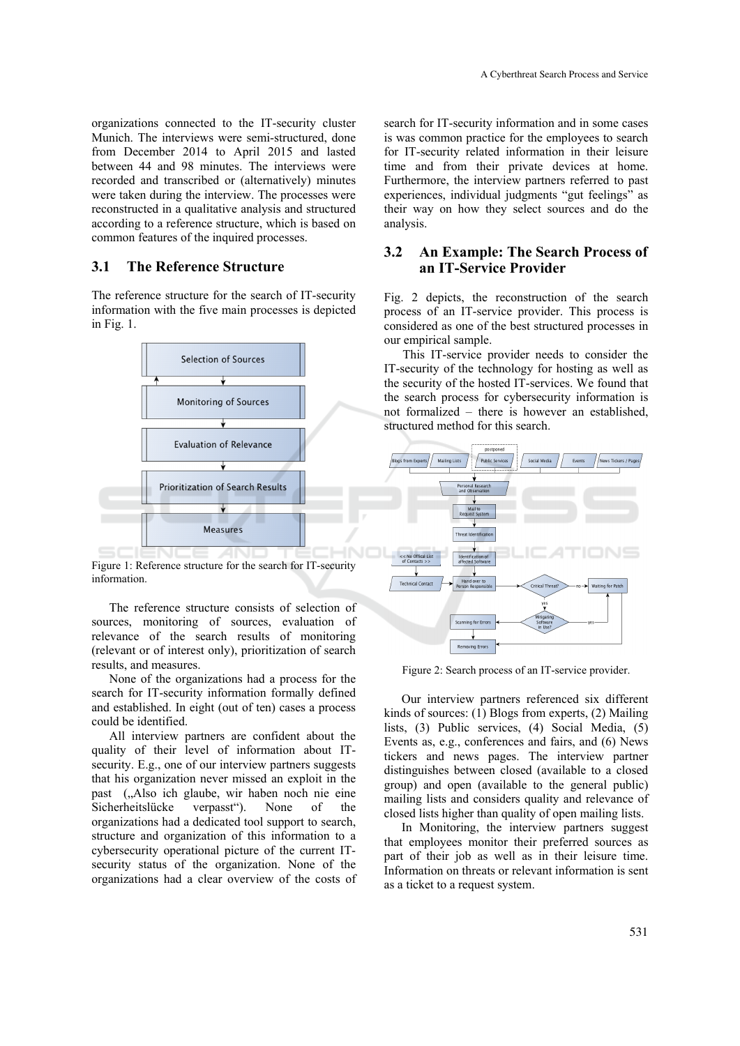organizations connected to the IT-security cluster Munich. The interviews were semi-structured, done from December 2014 to April 2015 and lasted between 44 and 98 minutes. The interviews were recorded and transcribed or (alternatively) minutes were taken during the interview. The processes were reconstructed in a qualitative analysis and structured according to a reference structure, which is based on common features of the inquired processes.

### 3.1 The Reference Structure

The reference structure for the search of IT-security information with the five main processes is depicted in Fig. 1.

Figure 1: Reference structure for the search for IT-security information.

The reference structure consists of selection of sources, monitoring of sources, evaluation of relevance of the search results of monitoring (relevant or of interest only), prioritization of search results, and measures.

None of the organizations had a process for the search for IT-security information formally defined and established. In eight (out of ten) cases a process could be identified.

All interview partners are confident about the quality of their level of information about IT-security. E.g., one of our interview partners suggests that his organization never missed an exploit in the past („Also ich glaube, wir haben noch nie eine Sicherheitslücke verpasst"). None of the organizations had a dedicated tool support to search, structure and organization of this information to a cybersecurity operational picture of the current IT-security status of the organization. None of the organizations had a clear overview of the costs of search for IT-security information and in some cases is was common practice for the employees to search for IT-security related information in their leisure time and from their private devices at home. Furthermore, the interview partners referred to past experiences, individual judgments "gut feelings" as their way on how they select sources and do the analysis.

### 3.2 An Example: The Search Process of an IT-Service Provider

Fig. 2 depicts, the reconstruction of the search process of an IT-service provider. This process is considered as one of the best structured processes in our empirical sample.

This IT-service provider needs to consider the IT-security of the technology for hosting as well as the security of the hosted IT-services. We found that the search process for cybersecurity information is not formalized – there is however an established, structured method for this search.

Figure 2: Search process of an IT-service provider.

Our interview partners referenced six different kinds of sources: (1) Blogs from experts, (2) Mailing lists, (3) Public services, (4) Social Media, (5) Events as, e.g., conferences and fairs, and (6) News tickers and news pages. The interview partner distinguishes between closed (available to a closed group) and open (available to the general public) mailing lists and considers quality and relevance of closed lists higher than quality of open mailing lists.

In Monitoring, the interview partners suggest that employees monitor their preferred sources as part of their job as well as in their leisure time. Information on threats or relevant information is sent as a ticket to a request system.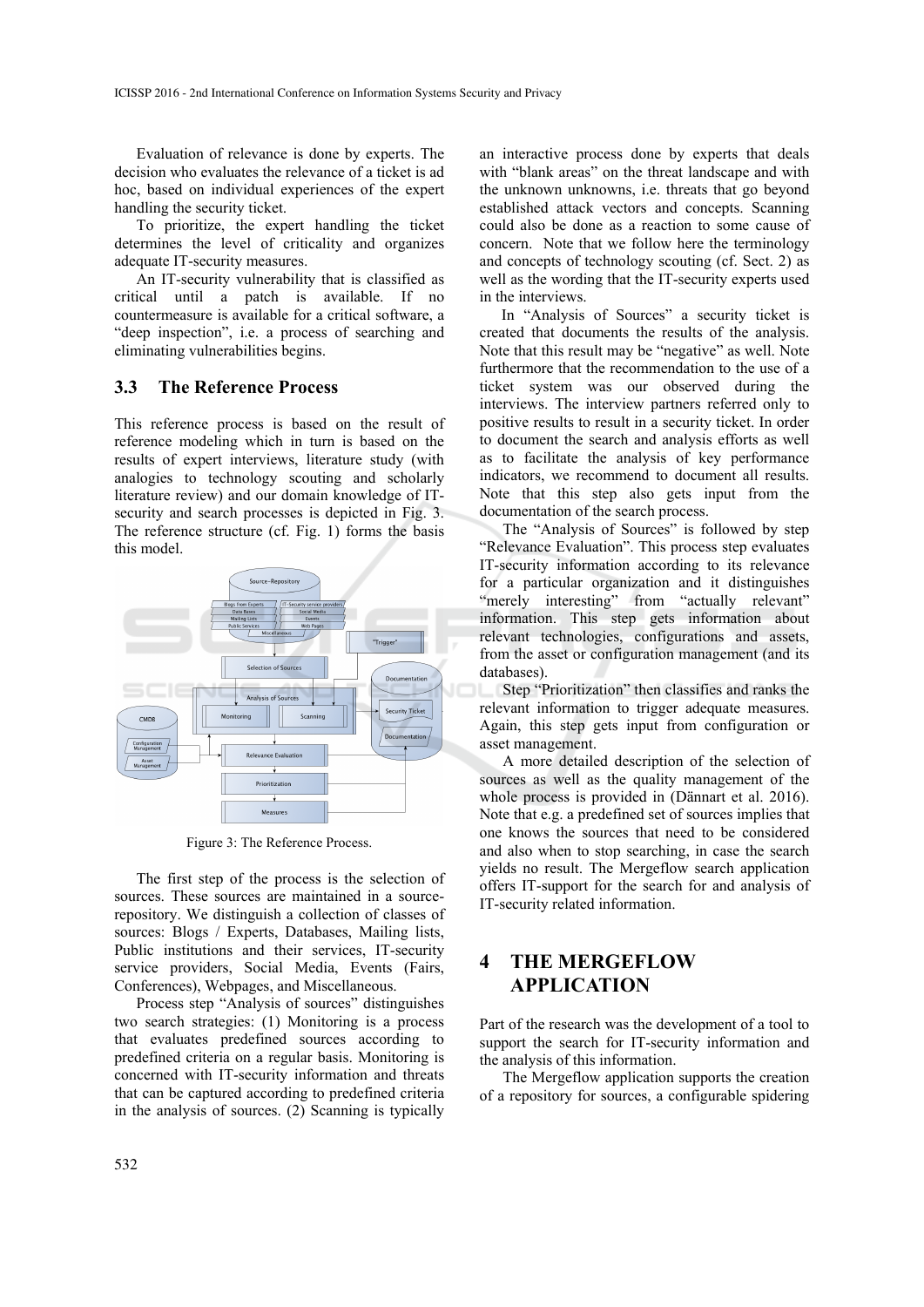Evaluation of relevance is done by experts. The decision who evaluates the relevance of a ticket is ad hoc, based on individual experiences of the expert handling the security ticket.

To prioritize, the expert handling the ticket determines the level of criticality and organizes adequate IT-security measures.

An IT-security vulnerability that is classified as critical until a patch is available. If no countermeasure is available for a critical software, a "deep inspection", i.e. a process of searching and eliminating vulnerabilities begins.

### 3.3 The Reference Process

This reference process is based on the result of reference modeling which in turn is based on the results of expert interviews, literature study (with analogies to technology scouting and scholarly literature review) and our domain knowledge of IT-security and search processes is depicted in Fig. 3. The reference structure (cf. Fig. 1) forms the basis this model.

Figure 3: The Reference Process.

The first step of the process is the selection of sources. These sources are maintained in a source-repository. We distinguish a collection of classes of sources: Blogs / Experts, Databases, Mailing lists, Public institutions and their services, IT-security service providers, Social Media, Events (Fairs, Conferences), Webpages, and Miscellaneous.

Process step "Analysis of sources" distinguishes two search strategies: (1) Monitoring is a process that evaluates predefined sources according to predefined criteria on a regular basis. Monitoring is concerned with IT-security information and threats that can be captured according to predefined criteria in the analysis of sources. (2) Scanning is typically an interactive process done by experts that deals with "blank areas" on the threat landscape and with the unknown unknowns, i.e. threats that go beyond established attack vectors and concepts. Scanning could also be done as a reaction to some cause of concern. Note that we follow here the terminology and concepts of technology scouting (cf. Sect. 2) as well as the wording that the IT-security experts used in the interviews.

In "Analysis of Sources" a security ticket is created that documents the results of the analysis. Note that this result may be "negative" as well. Note furthermore that the recommendation to the use of a ticket system was our observed during the interviews. The interview partners referred only to positive results to result in a security ticket. In order to document the search and analysis efforts as well as to facilitate the analysis of key performance indicators, we recommend to document all results. Note that this step also gets input from the documentation of the search process.

The "Analysis of Sources" is followed by step "Relevance Evaluation". This process step evaluates IT-security information according to its relevance for a particular organization and it distinguishes "merely interesting" from "actually relevant" information. This step gets information about relevant technologies, configurations and assets, from the asset or configuration management (and its databases).

Step "Prioritization" then classifies and ranks the relevant information to trigger adequate measures. Again, this step gets input from configuration or asset management.

A more detailed description of the selection of sources as well as the quality management of the whole process is provided in (Dännart et al. 2016). Note that e.g. a predefined set of sources implies that one knows the sources that need to be considered and also when to stop searching, in case the search yields no result. The Mergeflow search application offers IT-support for the search for and analysis of IT-security related information.

## 4 THE MERGEFLOW APPLICATION

Part of the research was the development of a tool to support the search for IT-security information and the analysis of this information.

The Mergeflow application supports the creation of a repository for sources, a configurable spidering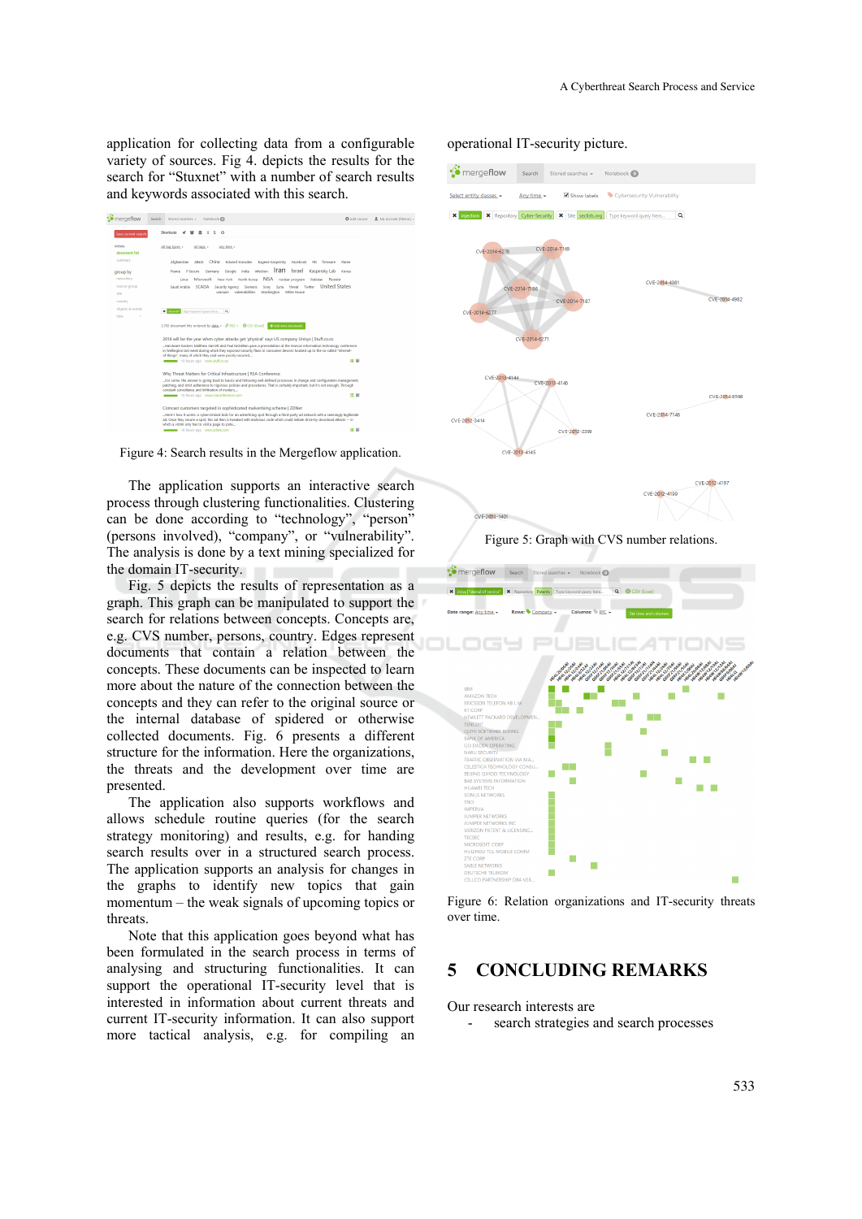application for collecting data from a configurable variety of sources. Fig 4. depicts the results for the search for "Stuxnet" with a number of search results and keywords associated with this search.

Figure 4: Search results in the Mergeflow application.

The application supports an interactive search process through clustering functionalities. Clustering can be done according to "technology", "person" (persons involved), "company", or "vulnerability". The analysis is done by a text mining specialized for the domain IT-security.

Fig. 5 depicts the results of representation as a graph. This graph can be manipulated to support the search for relations between concepts. Concepts are, e.g. CVS number, persons, country. Edges represent documents that contain a relation between the concepts. These documents can be inspected to learn more about the nature of the connection between the concepts and they can refer to the original source or the internal database of spidered or otherwise collected documents. Fig. 6 presents a different structure for the information. Here the organizations, the threats and the development over time are presented.

The application also supports workflows and allows schedule routine queries (for the search strategy monitoring) and results, e.g. for handing search results over in a structured search process. The application supports an analysis for changes in the graphs to identify new topics that gain momentum – the weak signals of upcoming topics or threats.

Note that this application goes beyond what has been formulated in the search process in terms of analysing and structuring functionalities. It can support the operational IT-security level that is interested in information about current threats and current IT-security information. It can also support more tactical analysis, e.g. for compiling an operational IT-security picture.

Figure 5: Graph with CVS number relations.

Figure 6: Relation organizations and IT-security threats over time.

## 5 CONCLUDING REMARKS

Our research interests are

- search strategies and search processes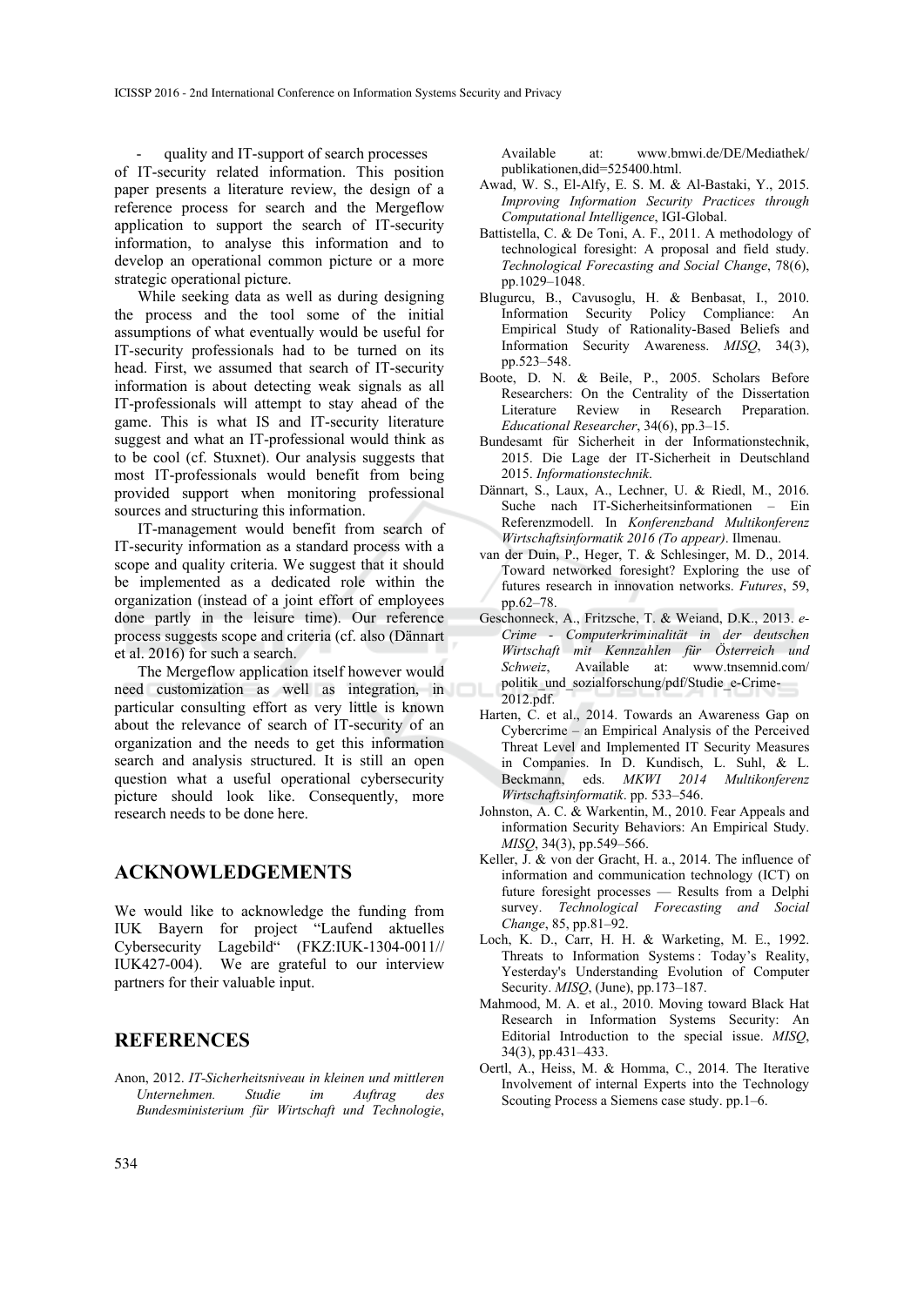- quality and IT-support of search processes

of IT-security related information. This position paper presents a literature review, the design of a reference process for search and the Mergeflow application to support the search of IT-security information, to analyse this information and to develop an operational common picture or a more strategic operational picture.

While seeking data as well as during designing the process and the tool some of the initial assumptions of what eventually would be useful for IT-security professionals had to be turned on its head. First, we assumed that search of IT-security information is about detecting weak signals as all IT-professionals will attempt to stay ahead of the game. This is what IS and IT-security literature suggest and what an IT-professional would think as to be cool (cf. Stuxnet). Our analysis suggests that most IT-professionals would benefit from being provided support when monitoring professional sources and structuring this information.

IT-management would benefit from search of IT-security information as a standard process with a scope and quality criteria. We suggest that it should be implemented as a dedicated role within the organization (instead of a joint effort of employees done partly in the leisure time). Our reference process suggests scope and criteria (cf. also (Dännart et al. 2016) for such a search.

The Mergeflow application itself however would need customization as well as integration, in particular consulting effort as very little is known about the relevance of search of IT-security of an organization and the needs to get this information search and analysis structured. It is still an open question what a useful operational cybersecurity picture should look like. Consequently, more research needs to be done here.

## ACKNOWLEDGEMENTS

We would like to acknowledge the funding from IUK Bayern for project "Laufend aktuelles Cybersecurity Lagebild" (FKZ:IUK-1304-0011// IUK427-004). We are grateful to our interview partners for their valuable input.

## REFERENCES

Anon, 2012. *IT-Sicherheitsniveau in kleinen und mittleren Unternehmen. Studie im Auftrag des Bundesministerium für Wirtschaft und Technologie*, Available at: www.bmwi.de/DE/Mediathek/publikationen,did=525400.html.

Awad, W. S., El-Alfy, E. S. M. & Al-Bastaki, Y., 2015. *Improving Information Security Practices through Computational Intelligence*, IGI-Global.

Battistella, C. & De Toni, A. F., 2011. A methodology of technological foresight: A proposal and field study. *Technological Forecasting and Social Change*, 78(6), pp.1029–1048.

Blugurcu, B., Cavusoglu, H. & Benbasat, I., 2010. Information Security Policy Compliance: An Empirical Study of Rationality-Based Beliefs and Information Security Awareness. *MISQ*, 34(3), pp.523–548.

Boote, D. N. & Beile, P., 2005. Scholars Before Researchers: On the Centrality of the Dissertation Literature Review in Research Preparation. *Educational Researcher*, 34(6), pp.3–15.

Bundesamt für Sicherheit in der Informationstechnik, 2015. Die Lage der IT-Sicherheit in Deutschland 2015. *Informationstechnik*.

Dännart, S., Laux, A., Lechner, U. & Riedl, M., 2016. Suche nach IT-Sicherheitsinformationen – Ein Referenzmodell. In *Konferenzband Multikonferenz Wirtschaftsinformatik 2016 (To appear)*. Ilmenau.

van der Duin, P., Heger, T. & Schlesinger, M. D., 2014. Toward networked foresight? Exploring the use of futures research in innovation networks. *Futures*, 59, pp.62–78.

Geschonneck, A., Fritzsche, T. & Weiand, D.K., 2013. *e-Crime - Computerkriminalität in der deutschen Wirtschaft mit Kennzahlen für Österreich und Schweiz*, Available at: www.tnsemnid.com/politik_und_sozialforschung/pdf/Studie_e-Crime-2012.pdf.

Harten, C. et al., 2014. Towards an Awareness Gap on Cybercrime – an Empirical Analysis of the Perceived Threat Level and Implemented IT Security Measures in Companies. In D. Kundisch, L. Suhl, & L. Beckmann, eds. *MKWI 2014 Multikonferenz Wirtschaftsinformatik*. pp. 533–546.

Johnston, A. C. & Warkentin, M., 2010. Fear Appeals and information Security Behaviors: An Empirical Study. *MISQ*, 34(3), pp.549–566.

Keller, J. & von der Gracht, H. a., 2014. The influence of information and communication technology (ICT) on future foresight processes — Results from a Delphi survey. *Technological Forecasting and Social Change*, 85, pp.81–92.

Loch, K. D., Carr, H. H. & Warketing, M. E., 1992. Threats to Information Systems : Today's Reality, Yesterday's Understanding Evolution of Computer Security. *MISQ*, (June), pp.173–187.

Mahmood, M. A. et al., 2010. Moving toward Black Hat Research in Information Systems Security: An Editorial Introduction to the special issue. *MISQ*, 34(3), pp.431–433.

Oertl, A., Heiss, M. & Homma, C., 2014. The Iterative Involvement of internal Experts into the Technology Scouting Process a Siemens case study. pp.1–6.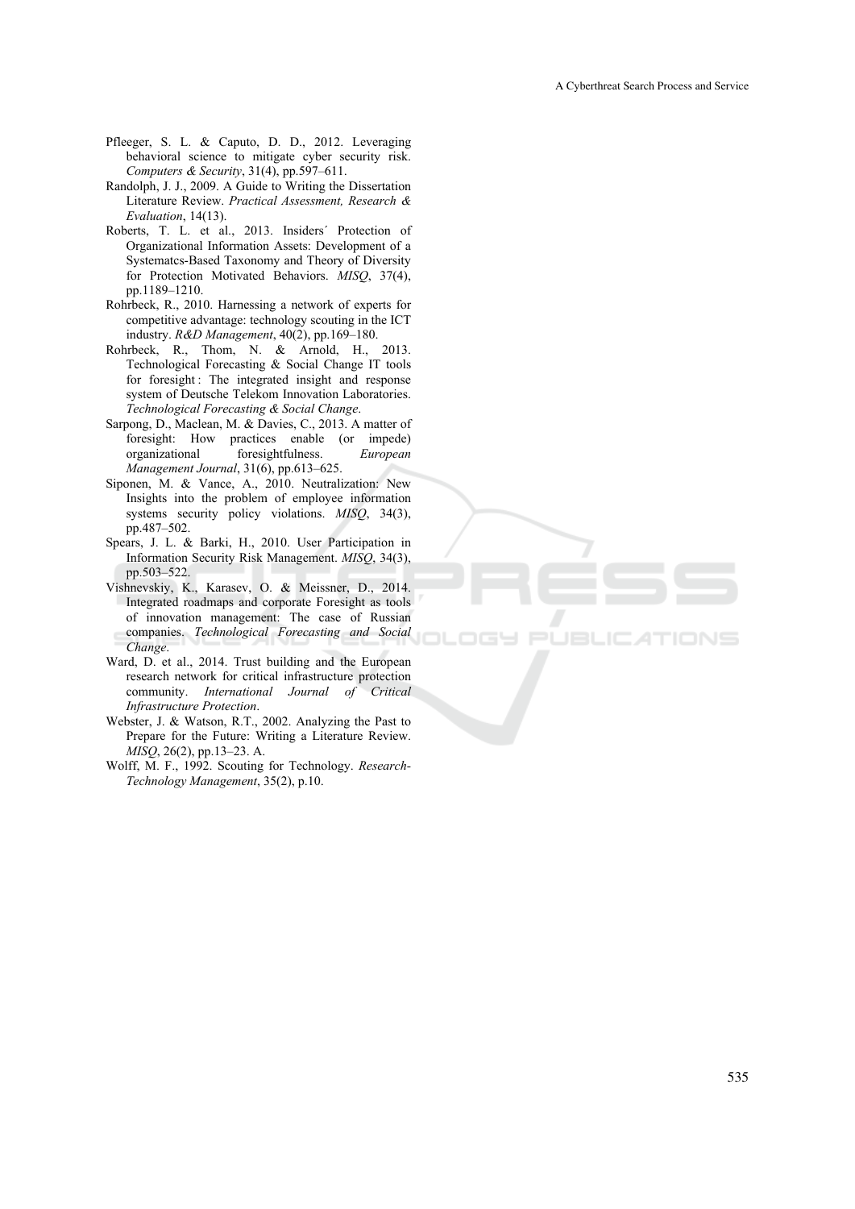Pfleeger, S. L. & Caputo, D. D., 2012. Leveraging behavioral science to mitigate cyber security risk. *Computers & Security*, 31(4), pp.597–611.

Randolph, J. J., 2009. A Guide to Writing the Dissertation Literature Review. *Practical Assessment, Research & Evaluation*, 14(13).

Roberts, T. L. et al., 2013. Insiders´ Protection of Organizational Information Assets: Development of a Systematcs-Based Taxonomy and Theory of Diversity for Protection Motivated Behaviors. *MISQ*, 37(4), pp.1189–1210.

Rohrbeck, R., 2010. Harnessing a network of experts for competitive advantage: technology scouting in the ICT industry. *R&D Management*, 40(2), pp.169–180.

Rohrbeck, R., Thom, N. & Arnold, H., 2013. Technological Forecasting & Social Change IT tools for foresight : The integrated insight and response system of Deutsche Telekom Innovation Laboratories. *Technological Forecasting & Social Change*.

Sarpong, D., Maclean, M. & Davies, C., 2013. A matter of foresight: How practices enable (or impede) organizational foresightfulness. *European Management Journal*, 31(6), pp.613–625.

Siponen, M. & Vance, A., 2010. Neutralization: New Insights into the problem of employee information systems security policy violations. *MISQ*, 34(3), pp.487–502.

Spears, J. L. & Barki, H., 2010. User Participation in Information Security Risk Management. *MISQ*, 34(3), pp.503–522.

Vishnevskiy, K., Karasev, O. & Meissner, D., 2014. Integrated roadmaps and corporate Foresight as tools of innovation management: The case of Russian companies. *Technological Forecasting and Social Change*.

Ward, D. et al., 2014. Trust building and the European research network for critical infrastructure protection community. *International Journal of Critical Infrastructure Protection*.

Webster, J. & Watson, R.T., 2002. Analyzing the Past to Prepare for the Future: Writing a Literature Review. *MISQ*, 26(2), pp.13–23. A.

Wolff, M. F., 1992. Scouting for Technology. *Research-Technology Management*, 35(2), p.10.